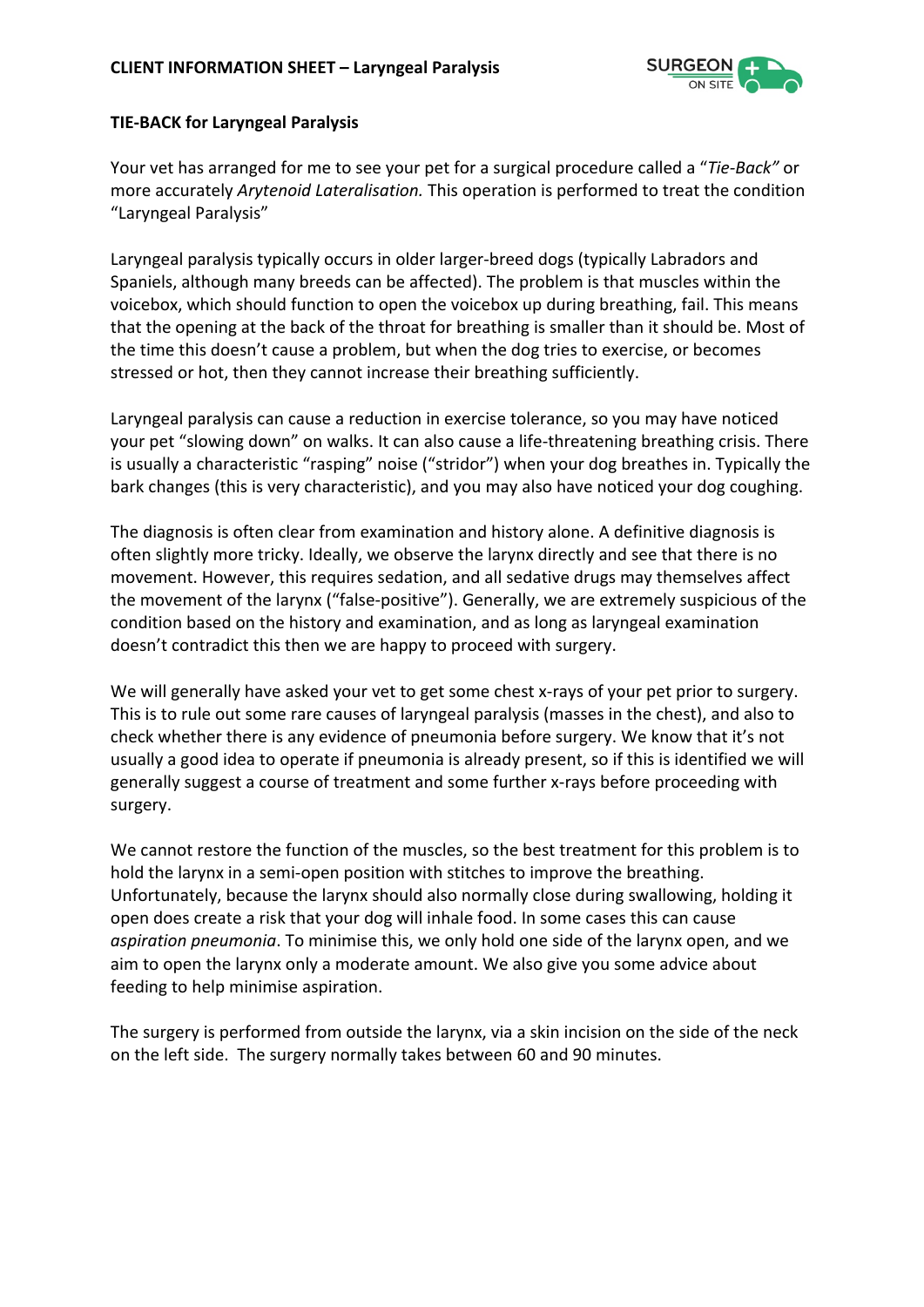# CLIENT INFORMATION SHEET – Laryngeal Paralysis

## TIE-BACK for Laryngeal Paralysis

Your vet has arranged for me to see your pet for a surgical procedure called a "*Tie-Back"* or more accurately *Arytenoid Lateralisation.* This operation is performed to treat the condition "Laryngeal Paralysis"

Laryngeal paralysis typically occurs in older larger-breed dogs (typically Labradors and Spaniels, although many breeds can be affected). The problem is that muscles within the voicebox, which should function to open the voicebox up during breathing, fail. This means that the opening at the back of the throat for breathing is smaller than it should be. Most of the time this doesn't cause a problem, but when the dog tries to exercise, or becomes stressed or hot, then they cannot increase their breathing sufficiently.

Laryngeal paralysis can cause a reduction in exercise tolerance, so you may have noticed your pet "slowing down" on walks. It can also cause a life-threatening breathing crisis. There is usually a characteristic "rasping" noise ("stridor") when your dog breathes in. Typically the bark changes (this is very characteristic), and you may also have noticed your dog coughing.

The diagnosis is often clear from examination and history alone. A definitive diagnosis is often slightly more tricky. Ideally, we observe the larynx directly and see that there is no movement. However, this requires sedation, and all sedative drugs may themselves affect the movement of the larynx ("false-positive"). Generally, we are extremely suspicious of the condition based on the history and examination, and as long as laryngeal examination doesn't contradict this then we are happy to proceed with surgery.

We will generally have asked your vet to get some chest x-rays of your pet prior to surgery. This is to rule out some rare causes of laryngeal paralysis (masses in the chest), and also to check whether there is any evidence of pneumonia before surgery. We know that it's not usually a good idea to operate if pneumonia is already present, so if this is identified we will generally suggest a course of treatment and some further x-rays before proceeding with surgery.

We cannot restore the function of the muscles, so the best treatment for this problem is to hold the larynx in a semi-open position with stitches to improve the breathing. Unfortunately, because the larynx should also normally close during swallowing, holding it open does create a risk that your dog will inhale food. In some cases this can cause *aspiration pneumonia*. To minimise this, we only hold one side of the larynx open, and we aim to open the larynx only a moderate amount. We also give you some advice about feeding to help minimise aspiration.

The surgery is performed from outside the larynx, via a skin incision on the side of the neck on the left side. The surgery normally takes between 60 and 90 minutes.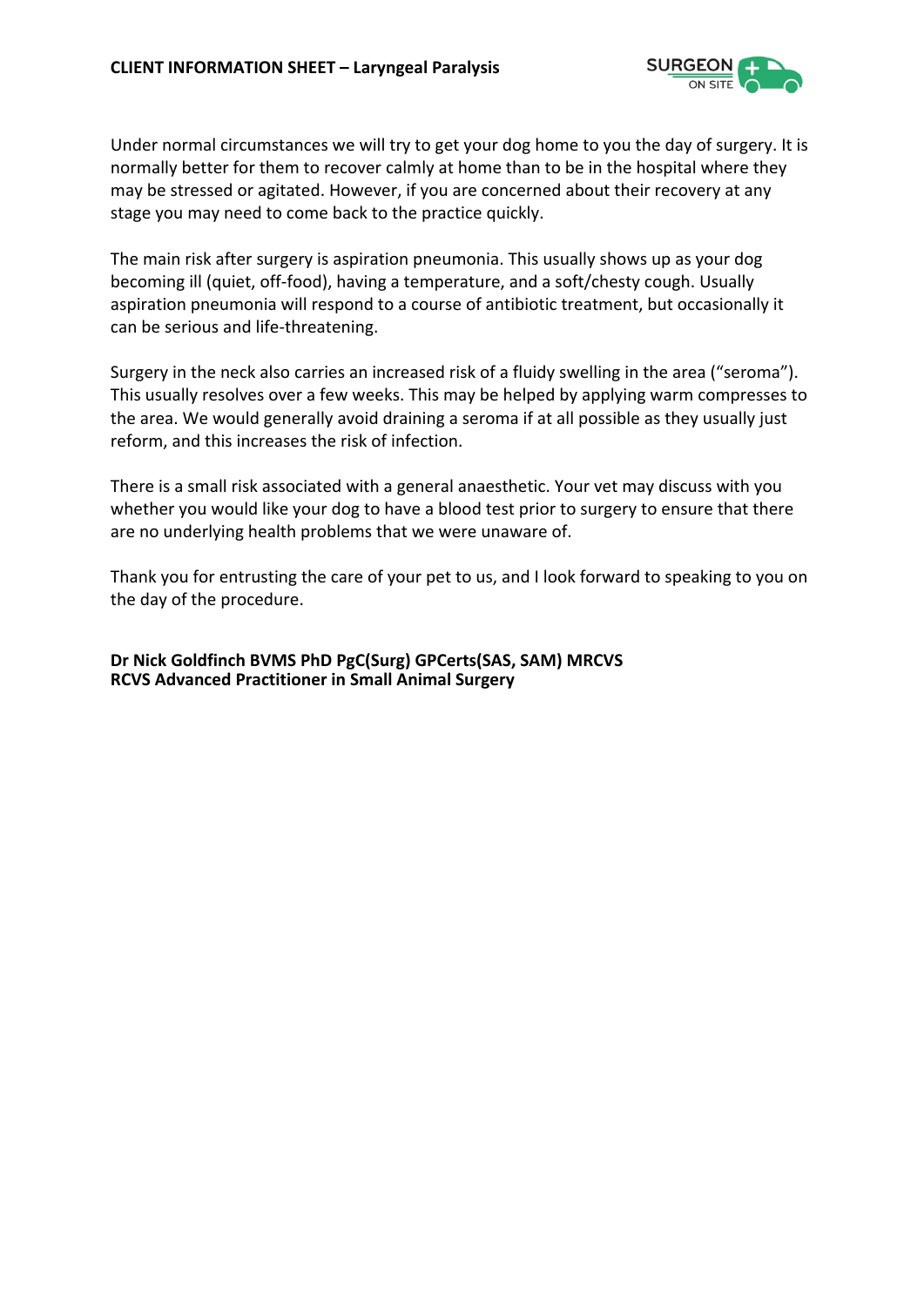Under normal circumstances we will try to get your dog home to you the day of surgery. It is normally better for them to recover calmly at home than to be in the hospital where they may be stressed or agitated. However, if you are concerned about their recovery at any stage you may need to come back to the practice quickly.

The main risk after surgery is aspiration pneumonia. This usually shows up as your dog becoming ill (quiet, off-food), having a temperature, and a soft/chesty cough. Usually aspiration pneumonia will respond to a course of antibiotic treatment, but occasionally it can be serious and life-threatening.

Surgery in the neck also carries an increased risk of a fluidy swelling in the area ("seroma"). This usually resolves over a few weeks. This may be helped by applying warm compresses to the area. We would generally avoid draining a seroma if at all possible as they usually just reform, and this increases the risk of infection.

There is a small risk associated with a general anaesthetic. Your vet may discuss with you whether you would like your dog to have a blood test prior to surgery to ensure that there are no underlying health problems that we were unaware of.

Thank you for entrusting the care of your pet to us, and I look forward to speaking to you on the day of the procedure.

**Dr Nick Goldfinch BVMS PhD PgC(Surg) GPCerts(SAS, SAM) MRCVS**
**RCVS Advanced Practitioner in Small Animal Surgery**